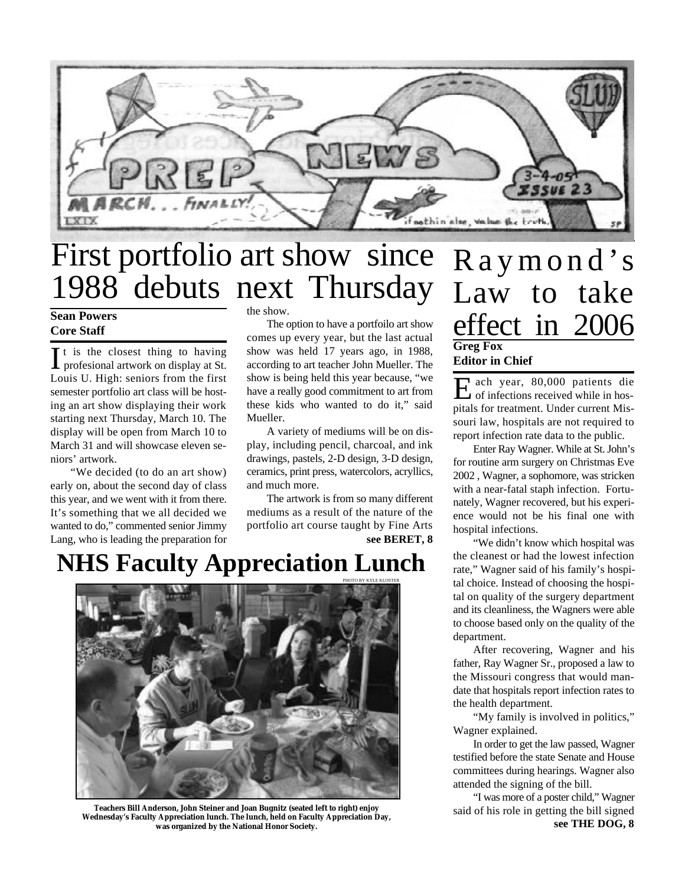PREP NEWS

MARCH... FINALLY!

LXIX

3-4-05 ISSUE 23

if nothing else, value the truth.

# First portfolio art show since 1988 debuts next Thursday

**Sean Powers**
**Core Staff**

It is the closest thing to having profesional artwork on display at St. Louis U. High: seniors from the first semester portfolio art class will be hosting an art show displaying their work starting next Thursday, March 10. The display will be open from March 10 to March 31 and will showcase eleven seniors' artwork.

"We decided (to do an art show) early on, about the second day of class this year, and we went with it from there. It's something that we all decided we wanted to do," commented senior Jimmy Lang, who is leading the preparation for the show.

The option to have a portfoilo art show comes up every year, but the last actual show was held 17 years ago, in 1988, according to art teacher John Mueller. The show is being held this year because, "we have a really good commitment to art from these kids who wanted to do it," said Mueller.

A variety of mediums will be on display, including pencil, charcoal, and ink drawings, pastels, 2-D design, 3-D design, ceramics, print press, watercolors, acryllics, and much more.

The artwork is from so many different mediums as a result of the nature of the portfolio art course taught by Fine Arts

**see BERET, 8**

# NHS Faculty Appreciation Lunch

PHOTO BY KYLE KLOSTER

**Teachers Bill Anderson, John Steiner and Joan Bugnitz (seated left to right) enjoy Wednesday's Faculty Appreciation lunch. The lunch, held on Faculty Appreciation Day, was organized by the National Honor Society.**

# Raymond's Law to take effect in 2006

**Greg Fox**
**Editor in Chief**

Each year, 80,000 patients die of infections received while in hospitals for treatment. Under current Missouri law, hospitals are not required to report infection rate data to the public.

Enter Ray Wagner. While at St. John's for routine arm surgery on Christmas Eve 2002 , Wagner, a sophomore, was stricken with a near-fatal staph infection. Fortunately, Wagner recovered, but his experience would not be his final one with hospital infections.

"We didn't know which hospital was the cleanest or had the lowest infection rate," Wagner said of his family's hospital choice. Instead of choosing the hospital on quality of the surgery department and its cleanliness, the Wagners were able to choose based only on the quality of the department.

After recovering, Wagner and his father, Ray Wagner Sr., proposed a law to the Missouri congress that would mandate that hospitals report infection rates to the health department.

"My family is involved in politics," Wagner explained.

In order to get the law passed, Wagner testified before the state Senate and House committees during hearings. Wagner also attended the signing of the bill.

"I was more of a poster child," Wagner said of his role in getting the bill signed

**see THE DOG, 8**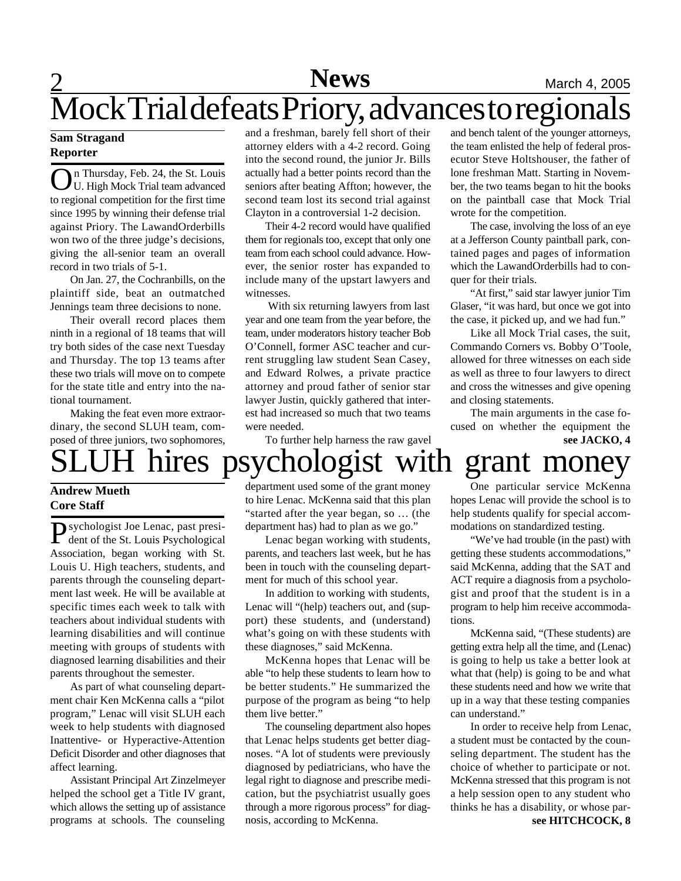# Mock Trial defeats Priory, advances to regionals

**Sam Stragand**
**Reporter**

On Thursday, Feb. 24, the St. Louis U. High Mock Trial team advanced to regional competition for the first time since 1995 by winning their defense trial against Priory. The LawandOrderbills won two of the three judge's decisions, giving the all-senior team an overall record in two trials of 5-1.

On Jan. 27, the Cochranbills, on the plaintiff side, beat an outmatched Jennings team three decisions to none.

Their overall record places them ninth in a regional of 18 teams that will try both sides of the case next Tuesday and Thursday. The top 13 teams after these two trials will move on to compete for the state title and entry into the national tournament.

Making the feat even more extraordinary, the second SLUH team, composed of three juniors, two sophomores, and a freshman, barely fell short of their attorney elders with a 4-2 record. Going into the second round, the junior Jr. Bills actually had a better points record than the seniors after beating Affton; however, the second team lost its second trial against Clayton in a controversial 1-2 decision.

Their 4-2 record would have qualified them for regionals too, except that only one team from each school could advance. However, the senior roster has expanded to include many of the upstart lawyers and witnesses.

With six returning lawyers from last year and one team from the year before, the team, under moderators history teacher Bob O'Connell, former ASC teacher and current struggling law student Sean Casey, and Edward Rolwes, a private practice attorney and proud father of senior star lawyer Justin, quickly gathered that interest had increased so much that two teams were needed.

To further help harness the raw gavel and bench talent of the younger attorneys, the team enlisted the help of federal prosecutor Steve Holtshouser, the father of lone freshman Matt. Starting in November, the two teams began to hit the books on the paintball case that Mock Trial wrote for the competition.

The case, involving the loss of an eye at a Jefferson County paintball park, contained pages and pages of information which the LawandOrderbills had to conquer for their trials.

"At first," said star lawyer junior Tim Glaser, "it was hard, but once we got into the case, it picked up, and we had fun."

Like all Mock Trial cases, the suit, Commando Corners vs. Bobby O'Toole, allowed for three witnesses on each side as well as three to four lawyers to direct and cross the witnesses and give opening and closing statements.

The main arguments in the case focused on whether the equipment the

**see JACKO, 4**

# SLUH hires psychologist with grant money

**Andrew Mueth**
**Core Staff**

Psychologist Joe Lenac, past president of the St. Louis Psychological Association, began working with St. Louis U. High teachers, students, and parents through the counseling department last week. He will be available at specific times each week to talk with teachers about individual students with learning disabilities and will continue meeting with groups of students with diagnosed learning disabilities and their parents throughout the semester.

As part of what counseling department chair Ken McKenna calls a "pilot program," Lenac will visit SLUH each week to help students with diagnosed Inattentive- or Hyperactive-Attention Deficit Disorder and other diagnoses that affect learning.

Assistant Principal Art Zinzelmeyer helped the school get a Title IV grant, which allows the setting up of assistance programs at schools. The counseling department used some of the grant money to hire Lenac. McKenna said that this plan "started after the year began, so … (the department has) had to plan as we go."

Lenac began working with students, parents, and teachers last week, but he has been in touch with the counseling department for much of this school year.

In addition to working with students, Lenac will "(help) teachers out, and (support) these students, and (understand) what's going on with these students with these diagnoses," said McKenna.

McKenna hopes that Lenac will be able "to help these students to learn how to be better students." He summarized the purpose of the program as being "to help them live better."

The counseling department also hopes that Lenac helps students get better diagnoses. "A lot of students were previously diagnosed by pediatricians, who have the legal right to diagnose and prescribe medication, but the psychiatrist usually goes through a more rigorous process" for diagnosis, according to McKenna.

One particular service McKenna hopes Lenac will provide the school is to help students qualify for special accommodations on standardized testing.

"We've had trouble (in the past) with getting these students accommodations," said McKenna, adding that the SAT and ACT require a diagnosis from a psychologist and proof that the student is in a program to help him receive accommodations.

McKenna said, "(These students) are getting extra help all the time, and (Lenac) is going to help us take a better look at what that (help) is going to be and what these students need and how we write that up in a way that these testing companies can understand."

In order to receive help from Lenac, a student must be contacted by the counseling department. The student has the choice of whether to participate or not. McKenna stressed that this program is not a help session open to any student who thinks he has a disability, or whose par-

**see HITCHCOCK, 8**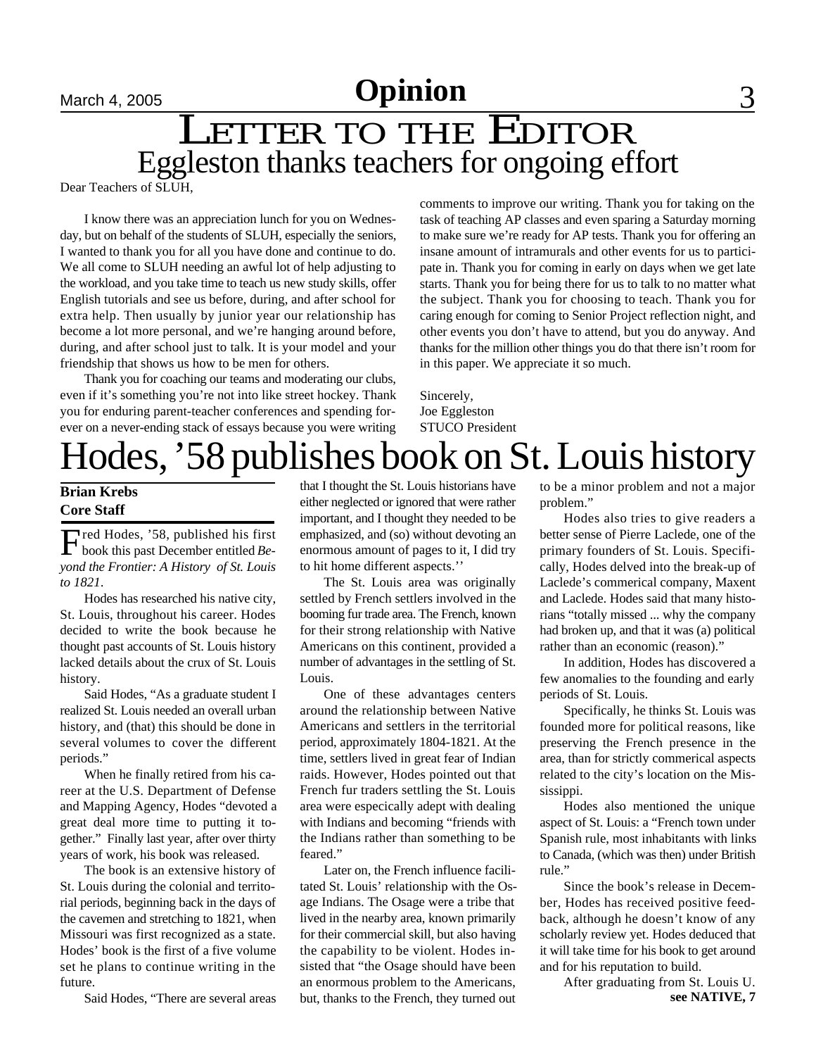# LETTER TO THE EDITOR

## Eggleston thanks teachers for ongoing effort

Dear Teachers of SLUH,

I know there was an appreciation lunch for you on Wednesday, but on behalf of the students of SLUH, especially the seniors, I wanted to thank you for all you have done and continue to do. We all come to SLUH needing an awful lot of help adjusting to the workload, and you take time to teach us new study skills, offer English tutorials and see us before, during, and after school for extra help. Then usually by junior year our relationship has become a lot more personal, and we're hanging around before, during, and after school just to talk. It is your model and your friendship that shows us how to be men for others.

Thank you for coaching our teams and moderating our clubs, even if it's something you're not into like street hockey. Thank you for enduring parent-teacher conferences and spending forever on a never-ending stack of essays because you were writing comments to improve our writing. Thank you for taking on the task of teaching AP classes and even sparing a Saturday morning to make sure we're ready for AP tests. Thank you for offering an insane amount of intramurals and other events for us to participate in. Thank you for coming in early on days when we get late starts. Thank you for being there for us to talk to no matter what the subject. Thank you for choosing to teach. Thank you for caring enough for coming to Senior Project reflection night, and other events you don't have to attend, but you do anyway. And thanks for the million other things you do that there isn't room for in this paper. We appreciate it so much.

Sincerely,
Joe Eggleston
STUCO President

# Hodes, '58 publishes book on St. Louis history

**Brian Krebs**
**Core Staff**

Fred Hodes, '58, published his first book this past December entitled *Beyond the Frontier: A History of St. Louis to 1821*.

Hodes has researched his native city, St. Louis, throughout his career. Hodes decided to write the book because he thought past accounts of St. Louis history lacked details about the crux of St. Louis history.

Said Hodes, "As a graduate student I realized St. Louis needed an overall urban history, and (that) this should be done in several volumes to cover the different periods."

When he finally retired from his career at the U.S. Department of Defense and Mapping Agency, Hodes "devoted a great deal more time to putting it together." Finally last year, after over thirty years of work, his book was released.

The book is an extensive history of St. Louis during the colonial and territorial periods, beginning back in the days of the cavemen and stretching to 1821, when Missouri was first recognized as a state. Hodes' book is the first of a five volume set he plans to continue writing in the future.

Said Hodes, "There are several areas that I thought the St. Louis historians have either neglected or ignored that were rather important, and I thought they needed to be emphasized, and (so) without devoting an enormous amount of pages to it, I did try to hit home different aspects.''

The St. Louis area was originally settled by French settlers involved in the booming fur trade area. The French, known for their strong relationship with Native Americans on this continent, provided a number of advantages in the settling of St. Louis.

One of these advantages centers around the relationship between Native Americans and settlers in the territorial period, approximately 1804-1821. At the time, settlers lived in great fear of Indian raids. However, Hodes pointed out that French fur traders settling the St. Louis area were especically adept with dealing with Indians and becoming "friends with the Indians rather than something to be feared."

Later on, the French influence facilitated St. Louis' relationship with the Osage Indians. The Osage were a tribe that lived in the nearby area, known primarily for their commercial skill, but also having the capability to be violent. Hodes insisted that "the Osage should have been an enormous problem to the Americans, but, thanks to the French, they turned out to be a minor problem and not a major problem."

Hodes also tries to give readers a better sense of Pierre Laclede, one of the primary founders of St. Louis. Specifically, Hodes delved into the break-up of Laclede's commerical company, Maxent and Laclede. Hodes said that many historians "totally missed ... why the company had broken up, and that it was (a) political rather than an economic (reason)."

In addition, Hodes has discovered a few anomalies to the founding and early periods of St. Louis.

Specifically, he thinks St. Louis was founded more for political reasons, like preserving the French presence in the area, than for strictly commerical aspects related to the city's location on the Mississippi.

Hodes also mentioned the unique aspect of St. Louis: a "French town under Spanish rule, most inhabitants with links to Canada, (which was then) under British rule."

Since the book's release in December, Hodes has received positive feedback, although he doesn't know of any scholarly review yet. Hodes deduced that it will take time for his book to get around and for his reputation to build.

After graduating from St. Louis U.

**see NATIVE, 7**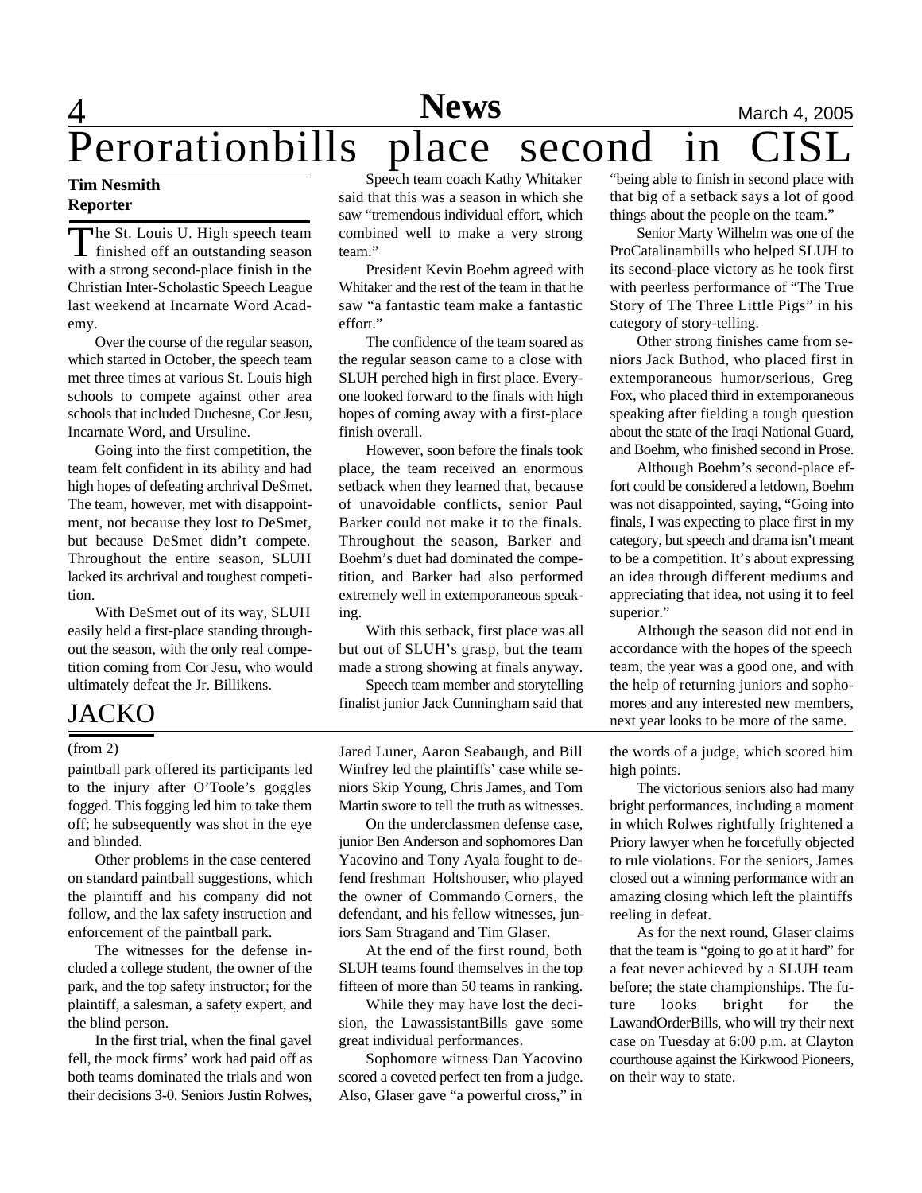# Perorationbills place second in CISL

**Tim Nesmith**
**Reporter**

The St. Louis U. High speech team finished off an outstanding season with a strong second-place finish in the Christian Inter-Scholastic Speech League last weekend at Incarnate Word Academy.

Over the course of the regular season, which started in October, the speech team met three times at various St. Louis high schools to compete against other area schools that included Duchesne, Cor Jesu, Incarnate Word, and Ursuline.

Going into the first competition, the team felt confident in its ability and had high hopes of defeating archrival DeSmet. The team, however, met with disappointment, not because they lost to DeSmet, but because DeSmet didn't compete. Throughout the entire season, SLUH lacked its archrival and toughest competition.

With DeSmet out of its way, SLUH easily held a first-place standing throughout the season, with the only real competition coming from Cor Jesu, who would ultimately defeat the Jr. Billikens.

Speech team coach Kathy Whitaker said that this was a season in which she saw "tremendous individual effort, which combined well to make a very strong team."

President Kevin Boehm agreed with Whitaker and the rest of the team in that he saw "a fantastic team make a fantastic effort."

The confidence of the team soared as the regular season came to a close with SLUH perched high in first place. Everyone looked forward to the finals with high hopes of coming away with a first-place finish overall.

However, soon before the finals took place, the team received an enormous setback when they learned that, because of unavoidable conflicts, senior Paul Barker could not make it to the finals. Throughout the season, Barker and Boehm's duet had dominated the competition, and Barker had also performed extremely well in extemporaneous speaking.

With this setback, first place was all but out of SLUH's grasp, but the team made a strong showing at finals anyway.

Speech team member and storytelling finalist junior Jack Cunningham said that "being able to finish in second place with that big of a setback says a lot of good things about the people on the team."

Senior Marty Wilhelm was one of the ProCatalinambills who helped SLUH to its second-place victory as he took first with peerless performance of "The True Story of The Three Little Pigs" in his category of story-telling.

Other strong finishes came from seniors Jack Buthod, who placed first in extemporaneous humor/serious, Greg Fox, who placed third in extemporaneous speaking after fielding a tough question about the state of the Iraqi National Guard, and Boehm, who finished second in Prose.

Although Boehm's second-place effort could be considered a letdown, Boehm was not disappointed, saying, "Going into finals, I was expecting to place first in my category, but speech and drama isn't meant to be a competition. It's about expressing an idea through different mediums and appreciating that idea, not using it to feel superior."

Although the season did not end in accordance with the hopes of the speech team, the year was a good one, and with the help of returning juniors and sophomores and any interested new members, next year looks to be more of the same.

## JACKO

(from 2)

paintball park offered its participants led to the injury after O'Toole's goggles fogged. This fogging led him to take them off; he subsequently was shot in the eye and blinded.

Other problems in the case centered on standard paintball suggestions, which the plaintiff and his company did not follow, and the lax safety instruction and enforcement of the paintball park.

The witnesses for the defense included a college student, the owner of the park, and the top safety instructor; for the plaintiff, a salesman, a safety expert, and the blind person.

In the first trial, when the final gavel fell, the mock firms' work had paid off as both teams dominated the trials and won their decisions 3-0. Seniors Justin Rolwes, Jared Luner, Aaron Seabaugh, and Bill Winfrey led the plaintiffs' case while seniors Skip Young, Chris James, and Tom Martin swore to tell the truth as witnesses.

On the underclassmen defense case, junior Ben Anderson and sophomores Dan Yacovino and Tony Ayala fought to defend freshman Holtshouser, who played the owner of Commando Corners, the defendant, and his fellow witnesses, juniors Sam Stragand and Tim Glaser.

At the end of the first round, both SLUH teams found themselves in the top fifteen of more than 50 teams in ranking.

While they may have lost the decision, the LawassistantBills gave some great individual performances.

Sophomore witness Dan Yacovino scored a coveted perfect ten from a judge. Also, Glaser gave "a powerful cross," in the words of a judge, which scored him high points.

The victorious seniors also had many bright performances, including a moment in which Rolwes rightfully frightened a Priory lawyer when he forcefully objected to rule violations. For the seniors, James closed out a winning performance with an amazing closing which left the plaintiffs reeling in defeat.

As for the next round, Glaser claims that the team is "going to go at it hard" for a feat never achieved by a SLUH team before; the state championships. The future looks bright for the LawandOrderBills, who will try their next case on Tuesday at 6:00 p.m. at Clayton courthouse against the Kirkwood Pioneers, on their way to state.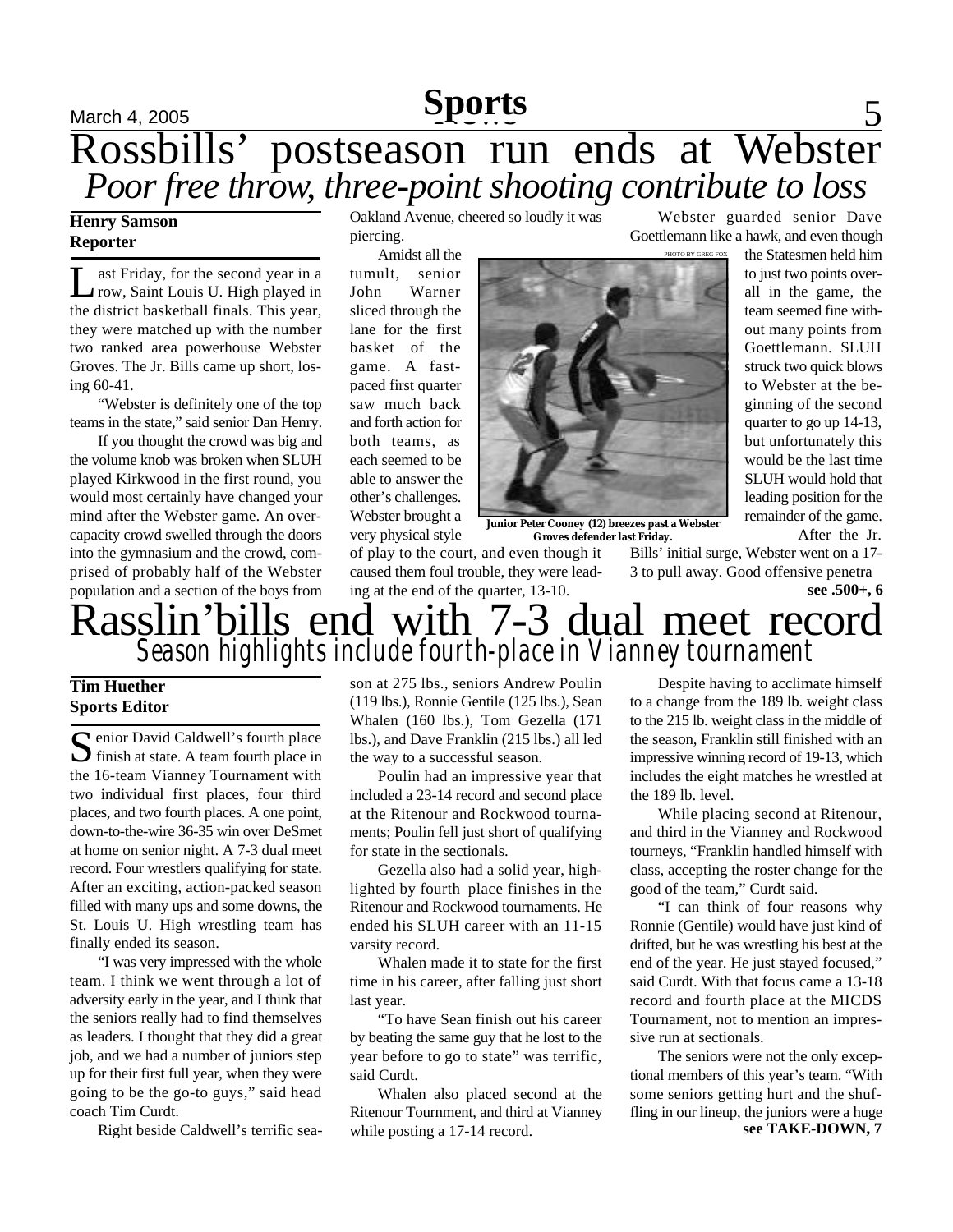# Rossbills' postseason run ends at Webster

## *Poor free throw, three-point shooting contribute to loss*

**Henry Samson**
**Reporter**

Last Friday, for the second year in a row, Saint Louis U. High played in the district basketball finals. This year, they were matched up with the number two ranked area powerhouse Webster Groves. The Jr. Bills came up short, losing 60-41.

"Webster is definitely one of the top teams in the state," said senior Dan Henry.

If you thought the crowd was big and the volume knob was broken when SLUH played Kirkwood in the first round, you would most certainly have changed your mind after the Webster game. An overcapacity crowd swelled through the doors into the gymnasium and the crowd, comprised of probably half of the Webster population and a section of the boys from Oakland Avenue, cheered so loudly it was piercing.

Amidst all the tumult, senior John Warner sliced through the lane for the first basket of the game. A fast-paced first quarter saw much back and forth action for both teams, as each seemed to be able to answer the other's challenges. Webster brought a very physical style of play to the court, and even though it caused them foul trouble, they were leading at the end of the quarter, 13-10.

PHOTO BY GREG FOX

**Junior Peter Cooney (12) breezes past a Webster Groves defender last Friday.**

Webster guarded senior Dave Goettlemann like a hawk, and even though the Statesmen held him to just two points overall in the game, the team seemed fine without many points from Goettlemann. SLUH struck two quick blows to Webster at the beginning of the second quarter to go up 14-13, but unfortunately this would be the last time SLUH would hold that leading position for the remainder of the game.

After the Jr. Bills' initial surge, Webster went on a 17-3 to pull away. Good offensive penetra

**see .500+, 6**

# Rasslin'bills end with 7-3 dual meet record

## *Season highlights include fourth-place in Vianney tournament*

**Tim Huether**
**Sports Editor**

Senior David Caldwell's fourth place finish at state. A team fourth place in the 16-team Vianney Tournament with two individual first places, four third places, and two fourth places. A one point, down-to-the-wire 36-35 win over DeSmet at home on senior night. A 7-3 dual meet record. Four wrestlers qualifying for state. After an exciting, action-packed season filled with many ups and some downs, the St. Louis U. High wrestling team has finally ended its season.

"I was very impressed with the whole team. I think we went through a lot of adversity early in the year, and I think that the seniors really had to find themselves as leaders. I thought that they did a great job, and we had a number of juniors step up for their first full year, when they were going to be the go-to guys," said head coach Tim Curdt.

Right beside Caldwell's terrific season at 275 lbs., seniors Andrew Poulin (119 lbs.), Ronnie Gentile (125 lbs.), Sean Whalen (160 lbs.), Tom Gezella (171 lbs.), and Dave Franklin (215 lbs.) all led the way to a successful season.

Poulin had an impressive year that included a 23-14 record and second place at the Ritenour and Rockwood tournaments; Poulin fell just short of qualifying for state in the sectionals.

Gezella also had a solid year, highlighted by fourth place finishes in the Ritenour and Rockwood tournaments. He ended his SLUH career with an 11-15 varsity record.

Whalen made it to state for the first time in his career, after falling just short last year.

"To have Sean finish out his career by beating the same guy that he lost to the year before to go to state" was terrific, said Curdt.

Whalen also placed second at the Ritenour Tournment, and third at Vianney while posting a 17-14 record.

Despite having to acclimate himself to a change from the 189 lb. weight class to the 215 lb. weight class in the middle of the season, Franklin still finished with an impressive winning record of 19-13, which includes the eight matches he wrestled at the 189 lb. level.

While placing second at Ritenour, and third in the Vianney and Rockwood tourneys, "Franklin handled himself with class, accepting the roster change for the good of the team," Curdt said.

"I can think of four reasons why Ronnie (Gentile) would have just kind of drifted, but he was wrestling his best at the end of the year. He just stayed focused," said Curdt. With that focus came a 13-18 record and fourth place at the MICDS Tournament, not to mention an impressive run at sectionals.

The seniors were not the only exceptional members of this year's team. "With some seniors getting hurt and the shuffling in our lineup, the juniors were a huge

**see TAKE-DOWN, 7**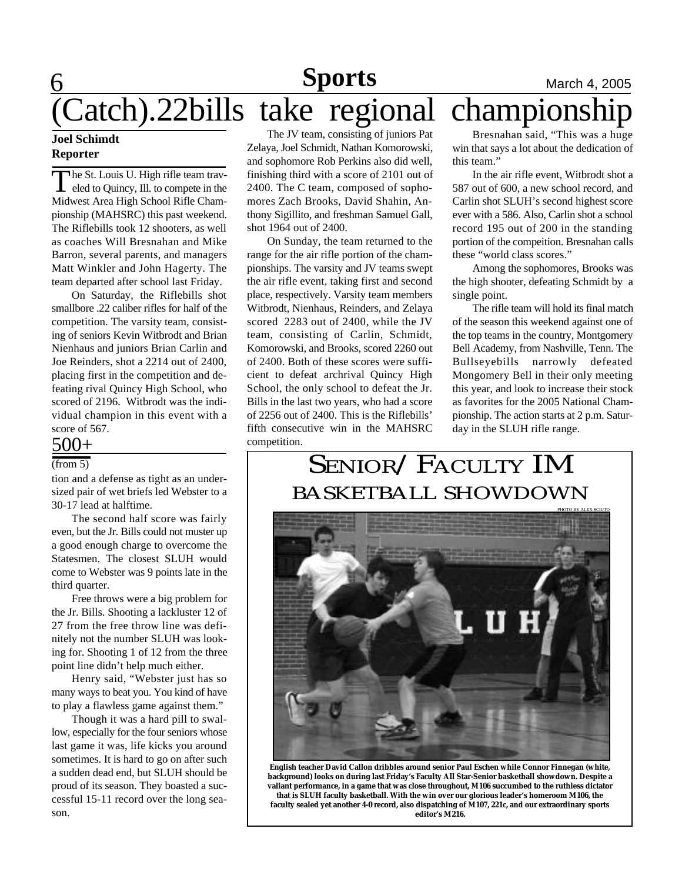# (Catch).22bills take regional championship

**Joel Schimdt**
**Reporter**

The St. Louis U. High rifle team traveled to Quincy, Ill. to compete in the Midwest Area High School Rifle Championship (MAHSRC) this past weekend. The Riflebills took 12 shooters, as well as coaches Will Bresnahan and Mike Barron, several parents, and managers Matt Winkler and John Hagerty. The team departed after school last Friday.

On Saturday, the Riflebills shot smallbore .22 caliber rifles for half of the competition. The varsity team, consisting of seniors Kevin Witbrodt and Brian Nienhaus and juniors Brian Carlin and Joe Reinders, shot a 2214 out of 2400, placing first in the competition and defeating rival Quincy High School, who scored of 2196. Witbrodt was the individual champion in this event with a score of 567.

The JV team, consisting of juniors Pat Zelaya, Joel Schmidt, Nathan Komorowski, and sophomore Rob Perkins also did well, finishing third with a score of 2101 out of 2400. The C team, composed of sophomores Zach Brooks, David Shahin, Anthony Sigillito, and freshman Samuel Gall, shot 1964 out of 2400.

On Sunday, the team returned to the range for the air rifle portion of the championships. The varsity and JV teams swept the air rifle event, taking first and second place, respectively. Varsity team members Witbrodt, Nienhaus, Reinders, and Zelaya scored 2283 out of 2400, while the JV team, consisting of Carlin, Schmidt, Komorowski, and Brooks, scored 2260 out of 2400. Both of these scores were sufficient to defeat archrival Quincy High School, the only school to defeat the Jr. Bills in the last two years, who had a score of 2256 out of 2400. This is the Riflebills' fifth consecutive win in the MAHSRC competition.

Bresnahan said, "This was a huge win that says a lot about the dedication of this team."

In the air rifle event, Witbrodt shot a 587 out of 600, a new school record, and Carlin shot SLUH's second highest score ever with a 586. Also, Carlin shot a school record 195 out of 200 in the standing portion of the compeition. Bresnahan calls these "world class scores."

Among the sophomores, Brooks was the high shooter, defeating Schmidt by a single point.

The rifle team will hold its final match of the season this weekend against one of the top teams in the country, Montgomery Bell Academy, from Nashville, Tenn. The Bullseyebills narrowly defeated Mongomery Bell in their only meeting this year, and look to increase their stock as favorites for the 2005 National Championship. The action starts at 2 p.m. Saturday in the SLUH rifle range.

## 500+

(from 5)

tion and a defense as tight as an undersized pair of wet briefs led Webster to a 30-17 lead at halftime.

The second half score was fairly even, but the Jr. Bills could not muster up a good enough charge to overcome the Statesmen. The closest SLUH would come to Webster was 9 points late in the third quarter.

Free throws were a big problem for the Jr. Bills. Shooting a lackluster 12 of 27 from the free throw line was definitely not the number SLUH was looking for. Shooting 1 of 12 from the three point line didn't help much either.

Henry said, "Webster just has so many ways to beat you. You kind of have to play a flawless game against them."

Though it was a hard pill to swallow, especially for the four seniors whose last game it was, life kicks you around sometimes. It is hard to go on after such a sudden dead end, but SLUH should be proud of its season. They boasted a successful 15-11 record over the long season.

## Senior/ Faculty IM Basketball Showdown

PHOTO BY ALEX SCIUTO

**English teacher David Callon dribbles around senior Paul Eschen while Connor Finnegan (white, background) looks on during last Friday's Faculty All Star-Senior basketball showdown. Despite a valiant performance, in a game that was close throughout, M106 succumbed to the ruthless dictator that is SLUH faculty basketball. With the win over our glorious leader's homeroom M106, the faculty sealed yet another 4-0 record, also dispatching of M107, 221c, and our extraordinary sports editor's M216.**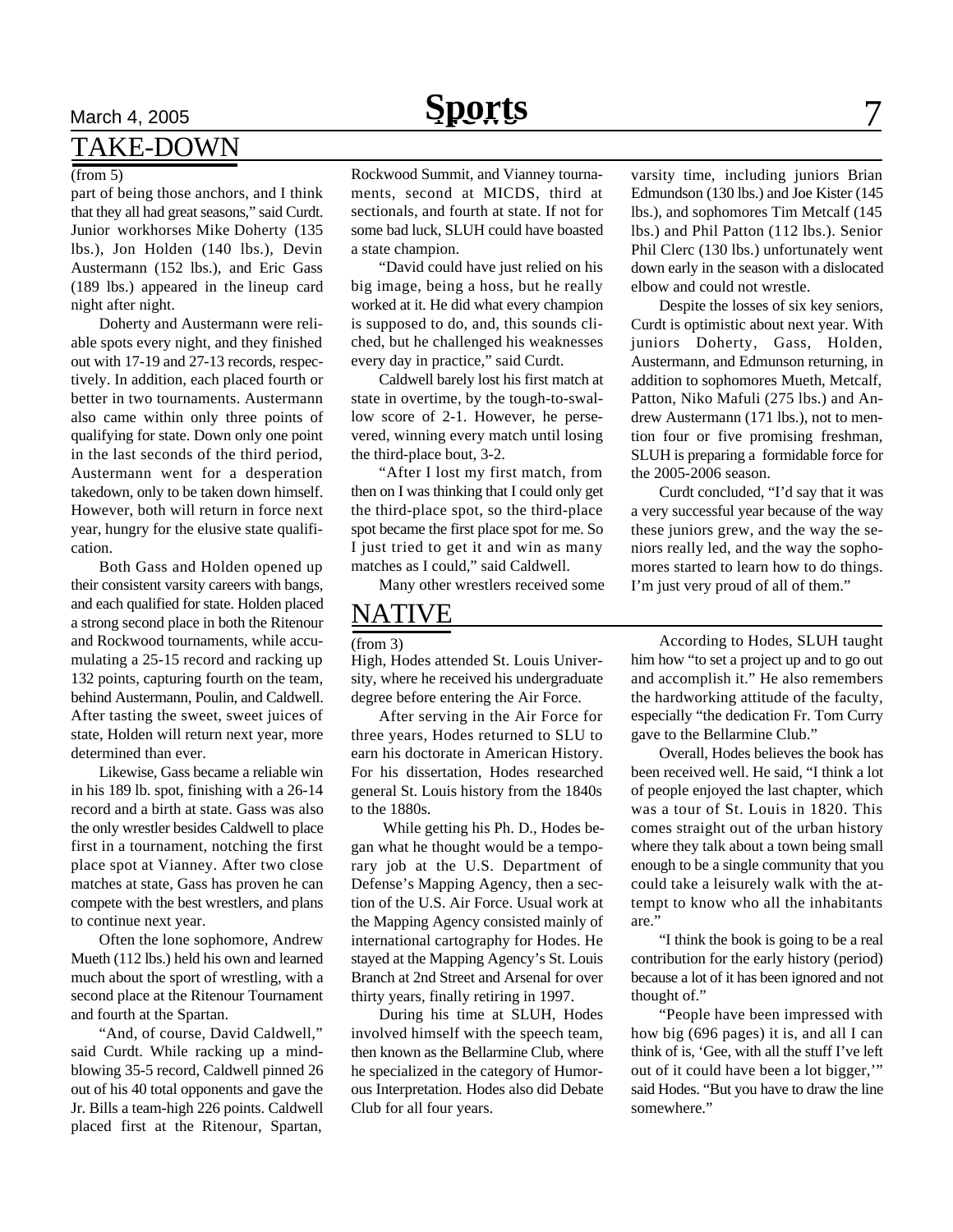## TAKE-DOWN

(from 5)

part of being those anchors, and I think that they all had great seasons," said Curdt. Junior workhorses Mike Doherty (135 lbs.), Jon Holden (140 lbs.), Devin Austermann (152 lbs.), and Eric Gass (189 lbs.) appeared in the lineup card night after night.

Doherty and Austermann were reliable spots every night, and they finished out with 17-19 and 27-13 records, respectively. In addition, each placed fourth or better in two tournaments. Austermann also came within only three points of qualifying for state. Down only one point in the last seconds of the third period, Austermann went for a desperation takedown, only to be taken down himself. However, both will return in force next year, hungry for the elusive state qualification.

Both Gass and Holden opened up their consistent varsity careers with bangs, and each qualified for state. Holden placed a strong second place in both the Ritenour and Rockwood tournaments, while accumulating a 25-15 record and racking up 132 points, capturing fourth on the team, behind Austermann, Poulin, and Caldwell. After tasting the sweet, sweet juices of state, Holden will return next year, more determined than ever.

Likewise, Gass became a reliable win in his 189 lb. spot, finishing with a 26-14 record and a birth at state. Gass was also the only wrestler besides Caldwell to place first in a tournament, notching the first place spot at Vianney. After two close matches at state, Gass has proven he can compete with the best wrestlers, and plans to continue next year.

Often the lone sophomore, Andrew Mueth (112 lbs.) held his own and learned much about the sport of wrestling, with a second place at the Ritenour Tournament and fourth at the Spartan.

"And, of course, David Caldwell," said Curdt. While racking up a mind-blowing 35-5 record, Caldwell pinned 26 out of his 40 total opponents and gave the Jr. Bills a team-high 226 points. Caldwell placed first at the Ritenour, Spartan, Rockwood Summit, and Vianney tournaments, second at MICDS, third at sectionals, and fourth at state. If not for some bad luck, SLUH could have boasted a state champion.

"David could have just relied on his big image, being a hoss, but he really worked at it. He did what every champion is supposed to do, and, this sounds cliched, but he challenged his weaknesses every day in practice," said Curdt.

Caldwell barely lost his first match at state in overtime, by the tough-to-swallow score of 2-1. However, he persevered, winning every match until losing the third-place bout, 3-2.

"After I lost my first match, from then on I was thinking that I could only get the third-place spot, so the third-place spot became the first place spot for me. So I just tried to get it and win as many matches as I could," said Caldwell.

Many other wrestlers received some varsity time, including juniors Brian Edmundson (130 lbs.) and Joe Kister (145 lbs.), and sophomores Tim Metcalf (145 lbs.) and Phil Patton (112 lbs.). Senior Phil Clerc (130 lbs.) unfortunately went down early in the season with a dislocated elbow and could not wrestle.

Despite the losses of six key seniors, Curdt is optimistic about next year. With juniors Doherty, Gass, Holden, Austermann, and Edmunson returning, in addition to sophomores Mueth, Metcalf, Patton, Niko Mafuli (275 lbs.) and Andrew Austermann (171 lbs.), not to mention four or five promising freshman, SLUH is preparing a formidable force for the 2005-2006 season.

Curdt concluded, "I'd say that it was a very successful year because of the way these juniors grew, and the way the seniors really led, and the way the sophomores started to learn how to do things. I'm just very proud of all of them."

## NATIVE

(from 3)

High, Hodes attended St. Louis University, where he received his undergraduate degree before entering the Air Force.

After serving in the Air Force for three years, Hodes returned to SLU to earn his doctorate in American History. For his dissertation, Hodes researched general St. Louis history from the 1840s to the 1880s.

While getting his Ph. D., Hodes began what he thought would be a temporary job at the U.S. Department of Defense's Mapping Agency, then a section of the U.S. Air Force. Usual work at the Mapping Agency consisted mainly of international cartography for Hodes. He stayed at the Mapping Agency's St. Louis Branch at 2nd Street and Arsenal for over thirty years, finally retiring in 1997.

During his time at SLUH, Hodes involved himself with the speech team, then known as the Bellarmine Club, where he specialized in the category of Humorous Interpretation. Hodes also did Debate Club for all four years.

According to Hodes, SLUH taught him how "to set a project up and to go out and accomplish it." He also remembers the hardworking attitude of the faculty, especially "the dedication Fr. Tom Curry gave to the Bellarmine Club."

Overall, Hodes believes the book has been received well. He said, "I think a lot of people enjoyed the last chapter, which was a tour of St. Louis in 1820. This comes straight out of the urban history where they talk about a town being small enough to be a single community that you could take a leisurely walk with the attempt to know who all the inhabitants are."

"I think the book is going to be a real contribution for the early history (period) because a lot of it has been ignored and not thought of."

"People have been impressed with how big (696 pages) it is, and all I can think of is, 'Gee, with all the stuff I've left out of it could have been a lot bigger,'" said Hodes. "But you have to draw the line somewhere."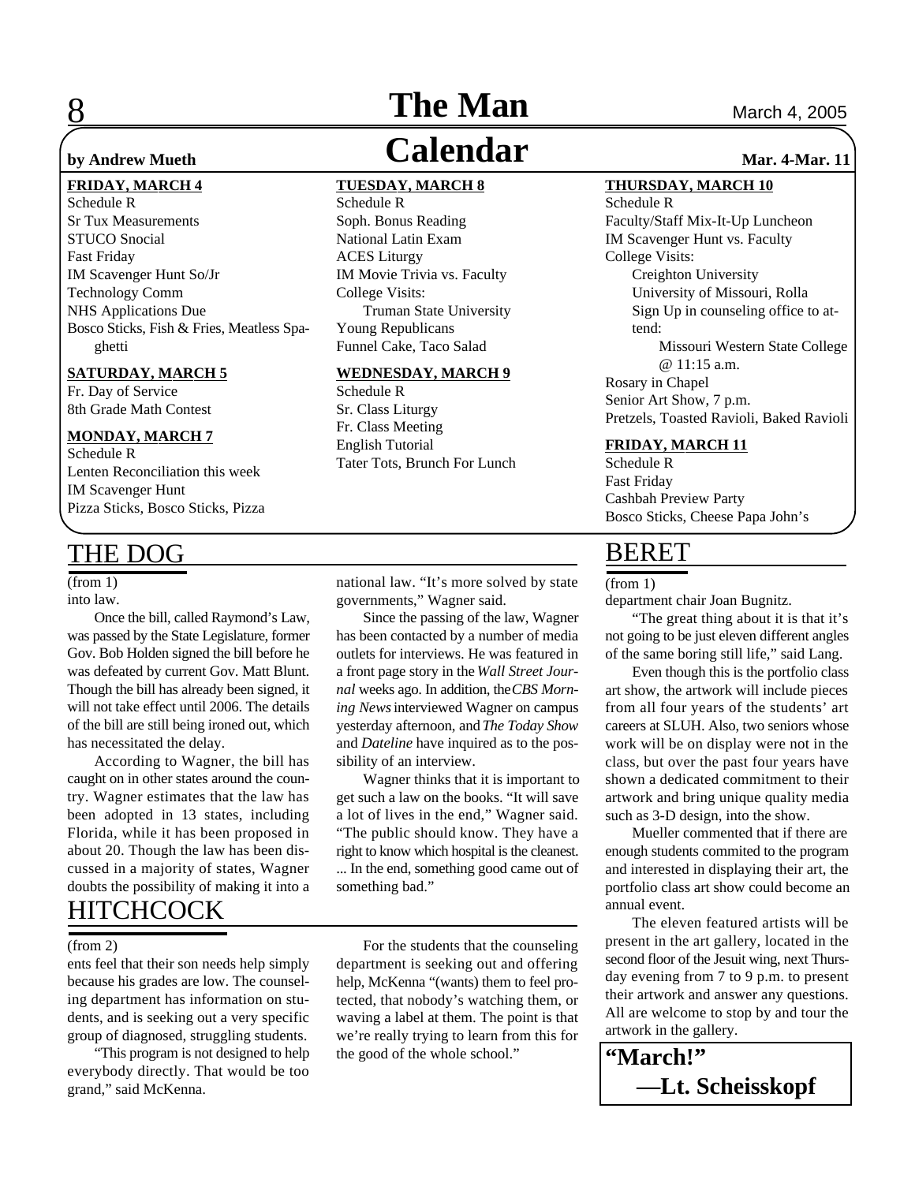# The Man Calendar

by Andrew Mueth

Mar. 4-Mar. 11

**FRIDAY, MARCH 4**
Schedule R
Sr Tux Measurements
STUCO Snocial
Fast Friday
IM Scavenger Hunt So/Jr
Technology Comm
NHS Applications Due
Bosco Sticks, Fish & Fries, Meatless Spaghetti

**SATURDAY, MARCH 5**
Fr. Day of Service
8th Grade Math Contest

**MONDAY, MARCH 7**
Schedule R
Lenten Reconciliation this week
IM Scavenger Hunt
Pizza Sticks, Bosco Sticks, Pizza

**TUESDAY, MARCH 8**
Schedule R
Soph. Bonus Reading
National Latin Exam
ACES Liturgy
IM Movie Trivia vs. Faculty
College Visits:
Truman State University
Young Republicans
Funnel Cake, Taco Salad

**WEDNESDAY, MARCH 9**
Schedule R
Sr. Class Liturgy
Fr. Class Meeting
English Tutorial
Tater Tots, Brunch For Lunch

**THURSDAY, MARCH 10**
Schedule R
Faculty/Staff Mix-It-Up Luncheon
IM Scavenger Hunt vs. Faculty
College Visits:
Creighton University
University of Missouri, Rolla
Sign Up in counseling office to attend:
Missouri Western State College @ 11:15 a.m.
Rosary in Chapel
Senior Art Show, 7 p.m.
Pretzels, Toasted Ravioli, Baked Ravioli

**FRIDAY, MARCH 11**
Schedule R
Fast Friday
Cashbah Preview Party
Bosco Sticks, Cheese Papa John's

## THE DOG

(from 1)

into law.

Once the bill, called Raymond's Law, was passed by the State Legislature, former Gov. Bob Holden signed the bill before he was defeated by current Gov. Matt Blunt. Though the bill has already been signed, it will not take effect until 2006. The details of the bill are still being ironed out, which has necessitated the delay.

According to Wagner, the bill has caught on in other states around the country. Wagner estimates that the law has been adopted in 13 states, including Florida, while it has been proposed in about 20. Though the law has been discussed in a majority of states, Wagner doubts the possibility of making it into a national law. "It's more solved by state governments," Wagner said.

Since the passing of the law, Wagner has been contacted by a number of media outlets for interviews. He was featured in a front page story in the *Wall Street Journal* weeks ago. In addition, the *CBS Morning News* interviewed Wagner on campus yesterday afternoon, and *The Today Show* and *Dateline* have inquired as to the possibility of an interview.

Wagner thinks that it is important to get such a law on the books. "It will save a lot of lives in the end," Wagner said. "The public should know. They have a right to know which hospital is the cleanest. ... In the end, something good came out of something bad."

## HITCHCOCK

(from 2)

ents feel that their son needs help simply because his grades are low. The counseling department has information on students, and is seeking out a very specific group of diagnosed, struggling students.

"This program is not designed to help everybody directly. That would be too grand," said McKenna.

For the students that the counseling department is seeking out and offering help, McKenna "(wants) them to feel protected, that nobody's watching them, or waving a label at them. The point is that we're really trying to learn from this for the good of the whole school."

## BERET

(from 1)

department chair Joan Bugnitz.

"The great thing about it is that it's not going to be just eleven different angles of the same boring still life," said Lang.

Even though this is the portfolio class art show, the artwork will include pieces from all four years of the students' art careers at SLUH. Also, two seniors whose work will be on display were not in the class, but over the past four years have shown a dedicated commitment to their artwork and bring unique quality media such as 3-D design, into the show.

Mueller commented that if there are enough students commited to the program and interested in displaying their art, the portfolio class art show could become an annual event.

The eleven featured artists will be present in the art gallery, located in the second floor of the Jesuit wing, next Thursday evening from 7 to 9 p.m. to present their artwork and answer any questions. All are welcome to stop by and tour the artwork in the gallery.

**"March!"**
**—Lt. Scheisskopf**